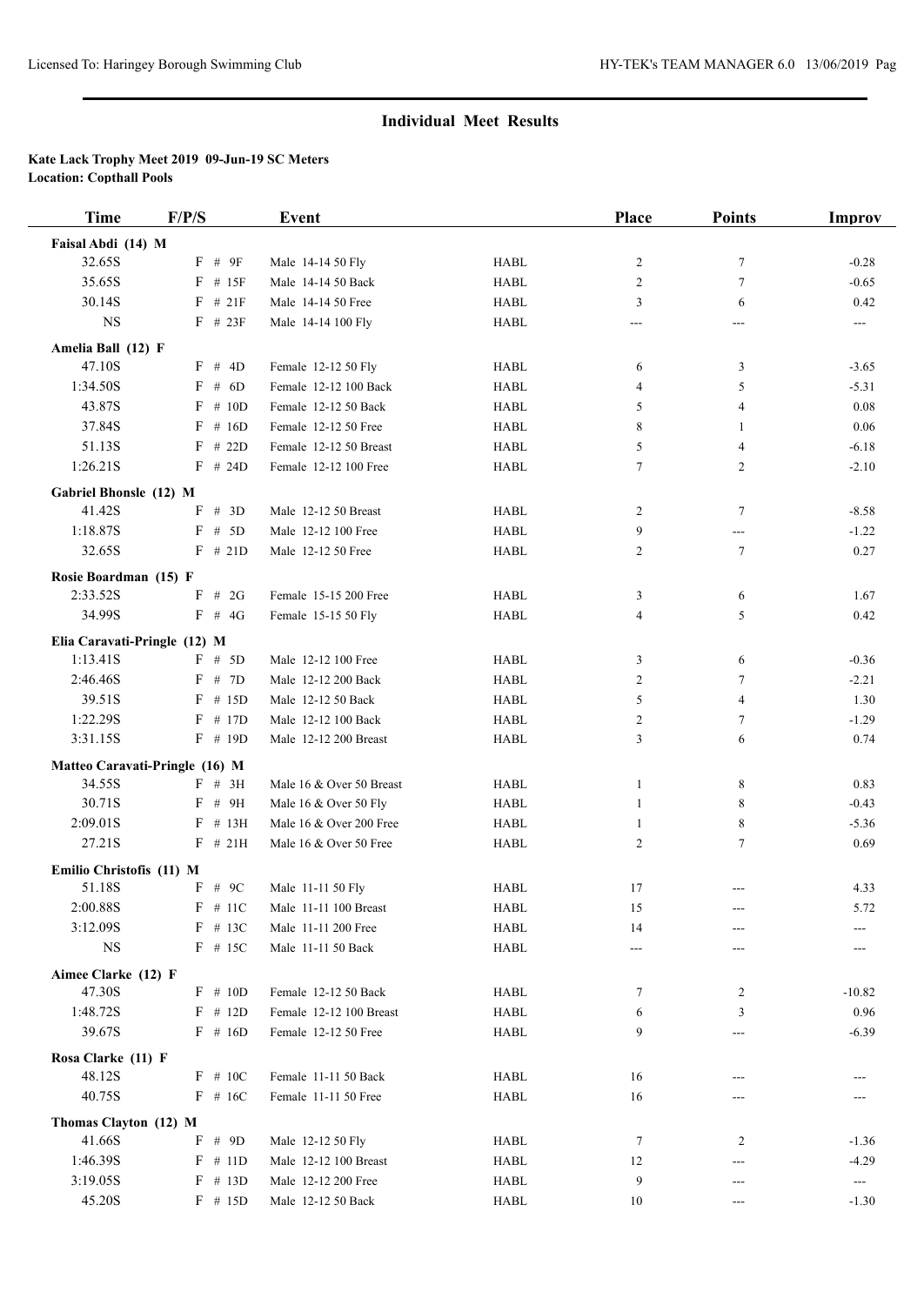## Individual Meet Results

**Kate Lack Trophy Meet 2019 09-Jun-19 SC Meters**
**Location: Copthall Pools**

| Time | F/P/S | Event | | Place | Points | Improv |
|---|---|---|---|---|---|---|
| **Faisal Abdi (14) M** | | | | | | |
| 32.65S | F # 9F | Male 14-14 50 Fly | HABL | 2 | 7 | -0.28 |
| 35.65S | F # 15F | Male 14-14 50 Back | HABL | 2 | 7 | -0.65 |
| 30.14S | F # 21F | Male 14-14 50 Free | HABL | 3 | 6 | 0.42 |
| NS | F # 23F | Male 14-14 100 Fly | HABL | --- | --- | --- |
| **Amelia Ball (12) F** | | | | | | |
| 47.10S | F # 4D | Female 12-12 50 Fly | HABL | 6 | 3 | -3.65 |
| 1:34.50S | F # 6D | Female 12-12 100 Back | HABL | 4 | 5 | -5.31 |
| 43.87S | F # 10D | Female 12-12 50 Back | HABL | 5 | 4 | 0.08 |
| 37.84S | F # 16D | Female 12-12 50 Free | HABL | 8 | 1 | 0.06 |
| 51.13S | F # 22D | Female 12-12 50 Breast | HABL | 5 | 4 | -6.18 |
| 1:26.21S | F # 24D | Female 12-12 100 Free | HABL | 7 | 2 | -2.10 |
| **Gabriel Bhonsle (12) M** | | | | | | |
| 41.42S | F # 3D | Male 12-12 50 Breast | HABL | 2 | 7 | -8.58 |
| 1:18.87S | F # 5D | Male 12-12 100 Free | HABL | 9 | --- | -1.22 |
| 32.65S | F # 21D | Male 12-12 50 Free | HABL | 2 | 7 | 0.27 |
| **Rosie Boardman (15) F** | | | | | | |
| 2:33.52S | F # 2G | Female 15-15 200 Free | HABL | 3 | 6 | 1.67 |
| 34.99S | F # 4G | Female 15-15 50 Fly | HABL | 4 | 5 | 0.42 |
| **Elia Caravati-Pringle (12) M** | | | | | | |
| 1:13.41S | F # 5D | Male 12-12 100 Free | HABL | 3 | 6 | -0.36 |
| 2:46.46S | F # 7D | Male 12-12 200 Back | HABL | 2 | 7 | -2.21 |
| 39.51S | F # 15D | Male 12-12 50 Back | HABL | 5 | 4 | 1.30 |
| 1:22.29S | F # 17D | Male 12-12 100 Back | HABL | 2 | 7 | -1.29 |
| 3:31.15S | F # 19D | Male 12-12 200 Breast | HABL | 3 | 6 | 0.74 |
| **Matteo Caravati-Pringle (16) M** | | | | | | |
| 34.55S | F # 3H | Male 16 & Over 50 Breast | HABL | 1 | 8 | 0.83 |
| 30.71S | F # 9H | Male 16 & Over 50 Fly | HABL | 1 | 8 | -0.43 |
| 2:09.01S | F # 13H | Male 16 & Over 200 Free | HABL | 1 | 8 | -5.36 |
| 27.21S | F # 21H | Male 16 & Over 50 Free | HABL | 2 | 7 | 0.69 |
| **Emilio Christofis (11) M** | | | | | | |
| 51.18S | F # 9C | Male 11-11 50 Fly | HABL | 17 | --- | 4.33 |
| 2:00.88S | F # 11C | Male 11-11 100 Breast | HABL | 15 | --- | 5.72 |
| 3:12.09S | F # 13C | Male 11-11 200 Free | HABL | 14 | --- | --- |
| NS | F # 15C | Male 11-11 50 Back | HABL | --- | --- | --- |
| **Aimee Clarke (12) F** | | | | | | |
| 47.30S | F # 10D | Female 12-12 50 Back | HABL | 7 | 2 | -10.82 |
| 1:48.72S | F # 12D | Female 12-12 100 Breast | HABL | 6 | 3 | 0.96 |
| 39.67S | F # 16D | Female 12-12 50 Free | HABL | 9 | --- | -6.39 |
| **Rosa Clarke (11) F** | | | | | | |
| 48.12S | F # 10C | Female 11-11 50 Back | HABL | 16 | --- | --- |
| 40.75S | F # 16C | Female 11-11 50 Free | HABL | 16 | --- | --- |
| **Thomas Clayton (12) M** | | | | | | |
| 41.66S | F # 9D | Male 12-12 50 Fly | HABL | 7 | 2 | -1.36 |
| 1:46.39S | F # 11D | Male 12-12 100 Breast | HABL | 12 | --- | -4.29 |
| 3:19.05S | F # 13D | Male 12-12 200 Free | HABL | 9 | --- | --- |
| 45.20S | F # 15D | Male 12-12 50 Back | HABL | 10 | --- | -1.30 |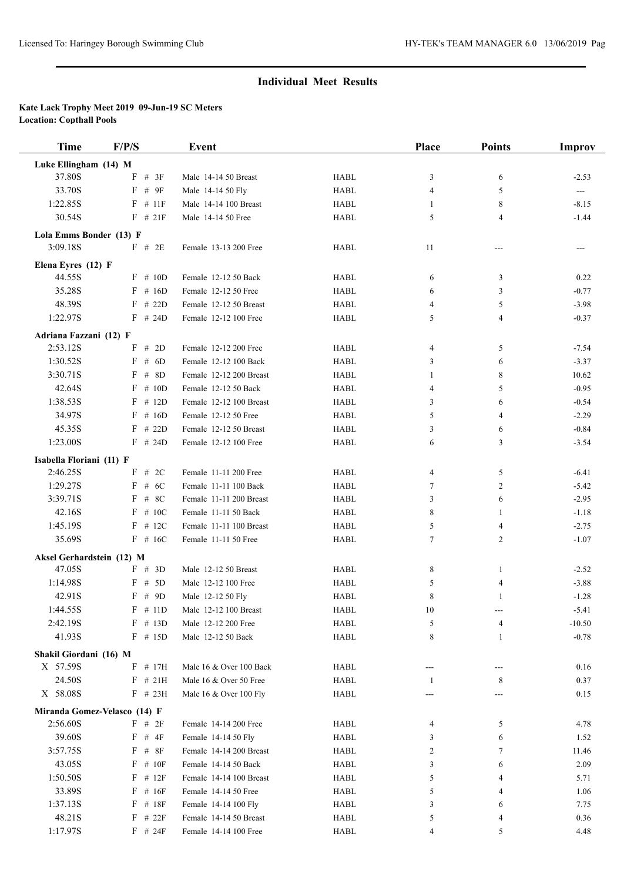## Individual Meet Results

**Kate Lack Trophy Meet 2019 09-Jun-19 SC Meters**
**Location: Copthall Pools**

| Time | F/P/S | Event | | Place | Points | Improv |
|---|---|---|---|---|---|---|
| **Luke Ellingham (14) M** | | | | | | |
| 37.80S | F # 3F | Male 14-14 50 Breast | HABL | 3 | 6 | -2.53 |
| 33.70S | F # 9F | Male 14-14 50 Fly | HABL | 4 | 5 | --- |
| 1:22.85S | F # 11F | Male 14-14 100 Breast | HABL | 1 | 8 | -8.15 |
| 30.54S | F # 21F | Male 14-14 50 Free | HABL | 5 | 4 | -1.44 |
| **Lola Emms Bonder (13) F** | | | | | | |
| 3:09.18S | F # 2E | Female 13-13 200 Free | HABL | 11 | --- | --- |
| **Elena Eyres (12) F** | | | | | | |
| 44.55S | F # 10D | Female 12-12 50 Back | HABL | 6 | 3 | 0.22 |
| 35.28S | F # 16D | Female 12-12 50 Free | HABL | 6 | 3 | -0.77 |
| 48.39S | F # 22D | Female 12-12 50 Breast | HABL | 4 | 5 | -3.98 |
| 1:22.97S | F # 24D | Female 12-12 100 Free | HABL | 5 | 4 | -0.37 |
| **Adriana Fazzani (12) F** | | | | | | |
| 2:53.12S | F # 2D | Female 12-12 200 Free | HABL | 4 | 5 | -7.54 |
| 1:30.52S | F # 6D | Female 12-12 100 Back | HABL | 3 | 6 | -3.37 |
| 3:30.71S | F # 8D | Female 12-12 200 Breast | HABL | 1 | 8 | 10.62 |
| 42.64S | F # 10D | Female 12-12 50 Back | HABL | 4 | 5 | -0.95 |
| 1:38.53S | F # 12D | Female 12-12 100 Breast | HABL | 3 | 6 | -0.54 |
| 34.97S | F # 16D | Female 12-12 50 Free | HABL | 5 | 4 | -2.29 |
| 45.35S | F # 22D | Female 12-12 50 Breast | HABL | 3 | 6 | -0.84 |
| 1:23.00S | F # 24D | Female 12-12 100 Free | HABL | 6 | 3 | -3.54 |
| **Isabella Floriani (11) F** | | | | | | |
| 2:46.25S | F # 2C | Female 11-11 200 Free | HABL | 4 | 5 | -6.41 |
| 1:29.27S | F # 6C | Female 11-11 100 Back | HABL | 7 | 2 | -5.42 |
| 3:39.71S | F # 8C | Female 11-11 200 Breast | HABL | 3 | 6 | -2.95 |
| 42.16S | F # 10C | Female 11-11 50 Back | HABL | 8 | 1 | -1.18 |
| 1:45.19S | F # 12C | Female 11-11 100 Breast | HABL | 5 | 4 | -2.75 |
| 35.69S | F # 16C | Female 11-11 50 Free | HABL | 7 | 2 | -1.07 |
| **Aksel Gerhardstein (12) M** | | | | | | |
| 47.05S | F # 3D | Male 12-12 50 Breast | HABL | 8 | 1 | -2.52 |
| 1:14.98S | F # 5D | Male 12-12 100 Free | HABL | 5 | 4 | -3.88 |
| 42.91S | F # 9D | Male 12-12 50 Fly | HABL | 8 | 1 | -1.28 |
| 1:44.55S | F # 11D | Male 12-12 100 Breast | HABL | 10 | --- | -5.41 |
| 2:42.19S | F # 13D | Male 12-12 200 Free | HABL | 5 | 4 | -10.50 |
| 41.93S | F # 15D | Male 12-12 50 Back | HABL | 8 | 1 | -0.78 |
| **Shakil Giordani (16) M** | | | | | | |
| X 57.59S | F # 17H | Male 16 & Over 100 Back | HABL | --- | --- | 0.16 |
| 24.50S | F # 21H | Male 16 & Over 50 Free | HABL | 1 | 8 | 0.37 |
| X 58.08S | F # 23H | Male 16 & Over 100 Fly | HABL | --- | --- | 0.15 |
| **Miranda Gomez-Velasco (14) F** | | | | | | |
| 2:56.60S | F # 2F | Female 14-14 200 Free | HABL | 4 | 5 | 4.78 |
| 39.60S | F # 4F | Female 14-14 50 Fly | HABL | 3 | 6 | 1.52 |
| 3:57.75S | F # 8F | Female 14-14 200 Breast | HABL | 2 | 7 | 11.46 |
| 43.05S | F # 10F | Female 14-14 50 Back | HABL | 3 | 6 | 2.09 |
| 1:50.50S | F # 12F | Female 14-14 100 Breast | HABL | 5 | 4 | 5.71 |
| 33.89S | F # 16F | Female 14-14 50 Free | HABL | 5 | 4 | 1.06 |
| 1:37.13S | F # 18F | Female 14-14 100 Fly | HABL | 3 | 6 | 7.75 |
| 48.21S | F # 22F | Female 14-14 50 Breast | HABL | 5 | 4 | 0.36 |
| 1:17.97S | F # 24F | Female 14-14 100 Free | HABL | 4 | 5 | 4.48 |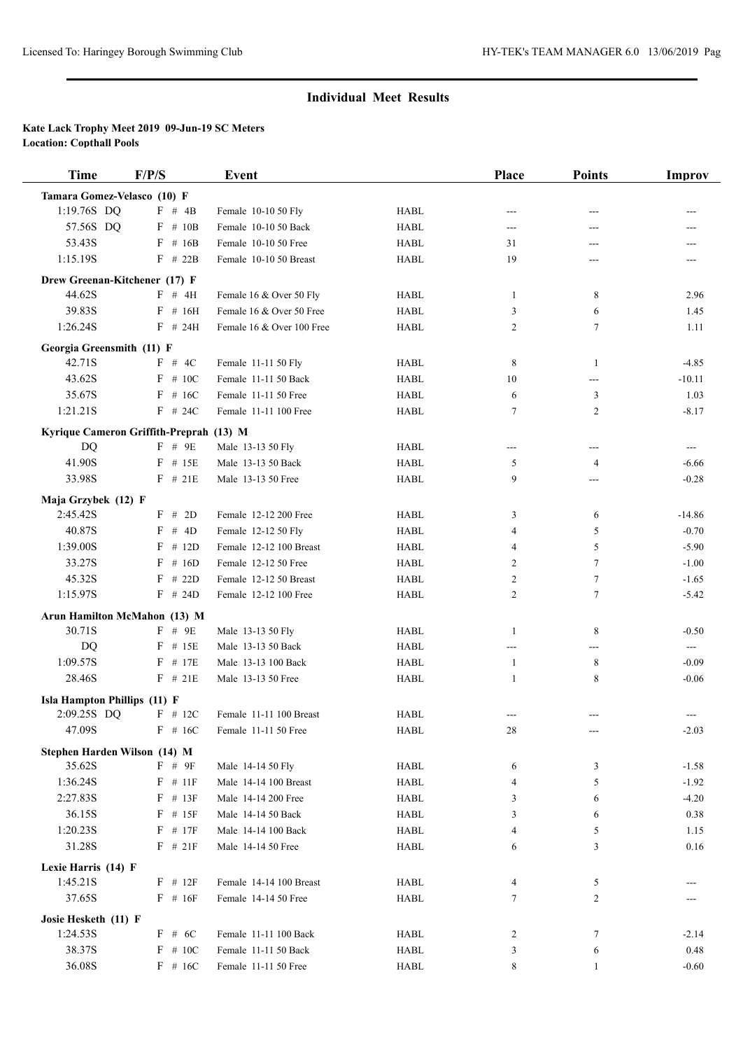## Individual Meet Results

**Kate Lack Trophy Meet 2019 09-Jun-19 SC Meters**
**Location: Copthall Pools**

| Time | F/P/S | Event | | Place | Points | Improv |
|---|---|---|---|---|---|---|
| **Tamara Gomez-Velasco (10) F** | | | | | | |
| 1:19.76S DQ | F # 4B | Female 10-10 50 Fly | HABL | --- | --- | --- |
| 57.56S DQ | F # 10B | Female 10-10 50 Back | HABL | --- | --- | --- |
| 53.43S | F # 16B | Female 10-10 50 Free | HABL | 31 | --- | --- |
| 1:15.19S | F # 22B | Female 10-10 50 Breast | HABL | 19 | --- | --- |
| **Drew Greenan-Kitchener (17) F** | | | | | | |
| 44.62S | F # 4H | Female 16 & Over 50 Fly | HABL | 1 | 8 | 2.96 |
| 39.83S | F # 16H | Female 16 & Over 50 Free | HABL | 3 | 6 | 1.45 |
| 1:26.24S | F # 24H | Female 16 & Over 100 Free | HABL | 2 | 7 | 1.11 |
| **Georgia Greensmith (11) F** | | | | | | |
| 42.71S | F # 4C | Female 11-11 50 Fly | HABL | 8 | 1 | -4.85 |
| 43.62S | F # 10C | Female 11-11 50 Back | HABL | 10 | --- | -10.11 |
| 35.67S | F # 16C | Female 11-11 50 Free | HABL | 6 | 3 | 1.03 |
| 1:21.21S | F # 24C | Female 11-11 100 Free | HABL | 7 | 2 | -8.17 |
| **Kyrique Cameron Griffith-Preprah (13) M** | | | | | | |
| DQ | F # 9E | Male 13-13 50 Fly | HABL | --- | --- | --- |
| 41.90S | F # 15E | Male 13-13 50 Back | HABL | 5 | 4 | -6.66 |
| 33.98S | F # 21E | Male 13-13 50 Free | HABL | 9 | --- | -0.28 |
| **Maja Grzybek (12) F** | | | | | | |
| 2:45.42S | F # 2D | Female 12-12 200 Free | HABL | 3 | 6 | -14.86 |
| 40.87S | F # 4D | Female 12-12 50 Fly | HABL | 4 | 5 | -0.70 |
| 1:39.00S | F # 12D | Female 12-12 100 Breast | HABL | 4 | 5 | -5.90 |
| 33.27S | F # 16D | Female 12-12 50 Free | HABL | 2 | 7 | -1.00 |
| 45.32S | F # 22D | Female 12-12 50 Breast | HABL | 2 | 7 | -1.65 |
| 1:15.97S | F # 24D | Female 12-12 100 Free | HABL | 2 | 7 | -5.42 |
| **Arun Hamilton McMahon (13) M** | | | | | | |
| 30.71S | F # 9E | Male 13-13 50 Fly | HABL | 1 | 8 | -0.50 |
| DQ | F # 15E | Male 13-13 50 Back | HABL | --- | --- | --- |
| 1:09.57S | F # 17E | Male 13-13 100 Back | HABL | 1 | 8 | -0.09 |
| 28.46S | F # 21E | Male 13-13 50 Free | HABL | 1 | 8 | -0.06 |
| **Isla Hampton Phillips (11) F** | | | | | | |
| 2:09.25S DQ | F # 12C | Female 11-11 100 Breast | HABL | --- | --- | --- |
| 47.09S | F # 16C | Female 11-11 50 Free | HABL | 28 | --- | -2.03 |
| **Stephen Harden Wilson (14) M** | | | | | | |
| 35.62S | F # 9F | Male 14-14 50 Fly | HABL | 6 | 3 | -1.58 |
| 1:36.24S | F # 11F | Male 14-14 100 Breast | HABL | 4 | 5 | -1.92 |
| 2:27.83S | F # 13F | Male 14-14 200 Free | HABL | 3 | 6 | -4.20 |
| 36.15S | F # 15F | Male 14-14 50 Back | HABL | 3 | 6 | 0.38 |
| 1:20.23S | F # 17F | Male 14-14 100 Back | HABL | 4 | 5 | 1.15 |
| 31.28S | F # 21F | Male 14-14 50 Free | HABL | 6 | 3 | 0.16 |
| **Lexie Harris (14) F** | | | | | | |
| 1:45.21S | F # 12F | Female 14-14 100 Breast | HABL | 4 | 5 | --- |
| 37.65S | F # 16F | Female 14-14 50 Free | HABL | 7 | 2 | --- |
| **Josie Hesketh (11) F** | | | | | | |
| 1:24.53S | F # 6C | Female 11-11 100 Back | HABL | 2 | 7 | -2.14 |
| 38.37S | F # 10C | Female 11-11 50 Back | HABL | 3 | 6 | 0.48 |
| 36.08S | F # 16C | Female 11-11 50 Free | HABL | 8 | 1 | -0.60 |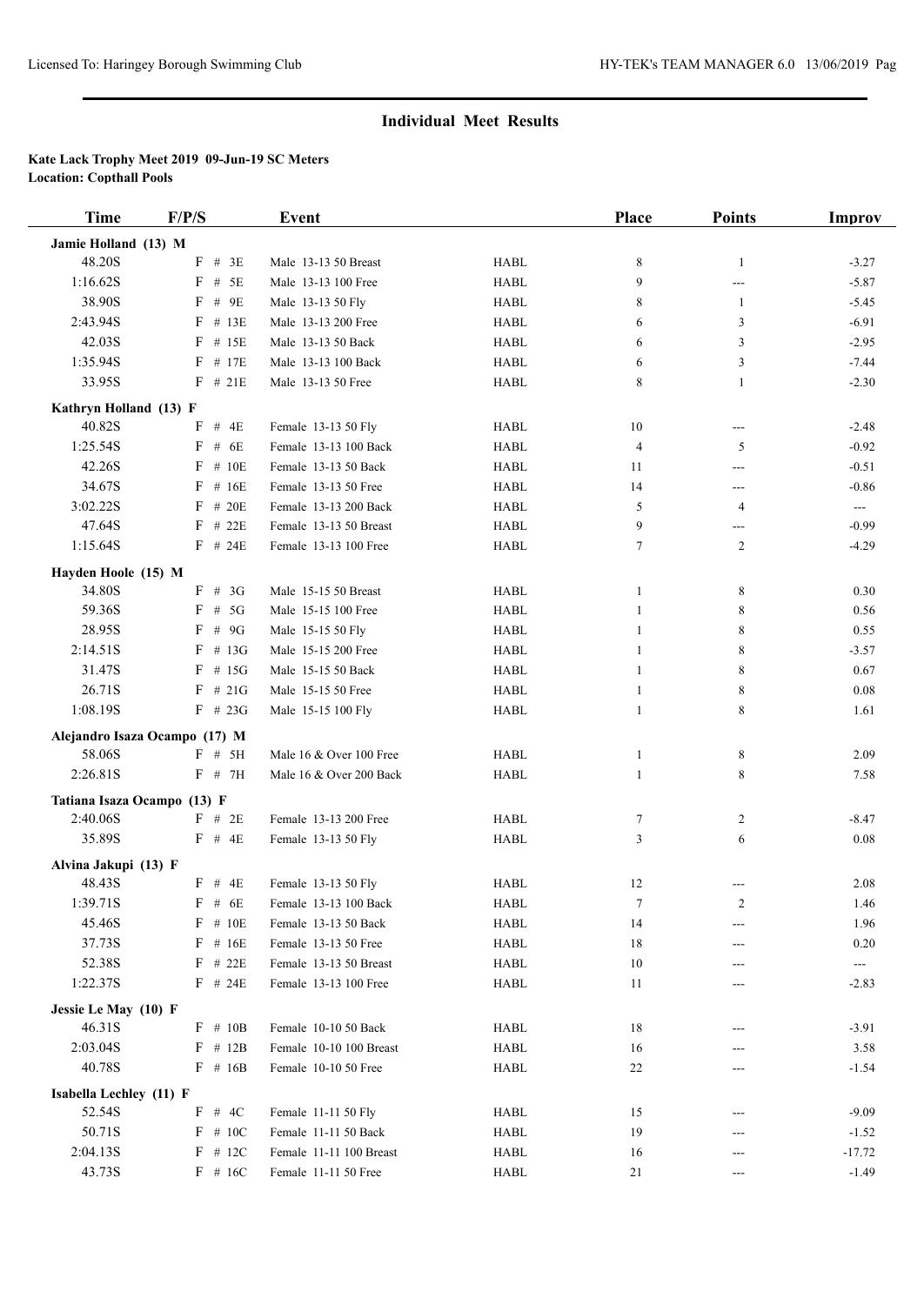## Individual Meet Results

**Kate Lack Trophy Meet 2019 09-Jun-19 SC Meters**
**Location: Copthall Pools**

| Time | F/P/S | Event | | Place | Points | Improv |
|---|---|---|---|---|---|---|
| **Jamie Holland (13) M** | | | | | | |
| 48.20S | F # 3E | Male 13-13 50 Breast | HABL | 8 | 1 | -3.27 |
| 1:16.62S | F # 5E | Male 13-13 100 Free | HABL | 9 | --- | -5.87 |
| 38.90S | F # 9E | Male 13-13 50 Fly | HABL | 8 | 1 | -5.45 |
| 2:43.94S | F # 13E | Male 13-13 200 Free | HABL | 6 | 3 | -6.91 |
| 42.03S | F # 15E | Male 13-13 50 Back | HABL | 6 | 3 | -2.95 |
| 1:35.94S | F # 17E | Male 13-13 100 Back | HABL | 6 | 3 | -7.44 |
| 33.95S | F # 21E | Male 13-13 50 Free | HABL | 8 | 1 | -2.30 |
| **Kathryn Holland (13) F** | | | | | | |
| 40.82S | F # 4E | Female 13-13 50 Fly | HABL | 10 | --- | -2.48 |
| 1:25.54S | F # 6E | Female 13-13 100 Back | HABL | 4 | 5 | -0.92 |
| 42.26S | F # 10E | Female 13-13 50 Back | HABL | 11 | --- | -0.51 |
| 34.67S | F # 16E | Female 13-13 50 Free | HABL | 14 | --- | -0.86 |
| 3:02.22S | F # 20E | Female 13-13 200 Back | HABL | 5 | 4 | --- |
| 47.64S | F # 22E | Female 13-13 50 Breast | HABL | 9 | --- | -0.99 |
| 1:15.64S | F # 24E | Female 13-13 100 Free | HABL | 7 | 2 | -4.29 |
| **Hayden Hoole (15) M** | | | | | | |
| 34.80S | F # 3G | Male 15-15 50 Breast | HABL | 1 | 8 | 0.30 |
| 59.36S | F # 5G | Male 15-15 100 Free | HABL | 1 | 8 | 0.56 |
| 28.95S | F # 9G | Male 15-15 50 Fly | HABL | 1 | 8 | 0.55 |
| 2:14.51S | F # 13G | Male 15-15 200 Free | HABL | 1 | 8 | -3.57 |
| 31.47S | F # 15G | Male 15-15 50 Back | HABL | 1 | 8 | 0.67 |
| 26.71S | F # 21G | Male 15-15 50 Free | HABL | 1 | 8 | 0.08 |
| 1:08.19S | F # 23G | Male 15-15 100 Fly | HABL | 1 | 8 | 1.61 |
| **Alejandro Isaza Ocampo (17) M** | | | | | | |
| 58.06S | F # 5H | Male 16 & Over 100 Free | HABL | 1 | 8 | 2.09 |
| 2:26.81S | F # 7H | Male 16 & Over 200 Back | HABL | 1 | 8 | 7.58 |
| **Tatiana Isaza Ocampo (13) F** | | | | | | |
| 2:40.06S | F # 2E | Female 13-13 200 Free | HABL | 7 | 2 | -8.47 |
| 35.89S | F # 4E | Female 13-13 50 Fly | HABL | 3 | 6 | 0.08 |
| **Alvina Jakupi (13) F** | | | | | | |
| 48.43S | F # 4E | Female 13-13 50 Fly | HABL | 12 | --- | 2.08 |
| 1:39.71S | F # 6E | Female 13-13 100 Back | HABL | 7 | 2 | 1.46 |
| 45.46S | F # 10E | Female 13-13 50 Back | HABL | 14 | --- | 1.96 |
| 37.73S | F # 16E | Female 13-13 50 Free | HABL | 18 | --- | 0.20 |
| 52.38S | F # 22E | Female 13-13 50 Breast | HABL | 10 | --- | --- |
| 1:22.37S | F # 24E | Female 13-13 100 Free | HABL | 11 | --- | -2.83 |
| **Jessie Le May (10) F** | | | | | | |
| 46.31S | F # 10B | Female 10-10 50 Back | HABL | 18 | --- | -3.91 |
| 2:03.04S | F # 12B | Female 10-10 100 Breast | HABL | 16 | --- | 3.58 |
| 40.78S | F # 16B | Female 10-10 50 Free | HABL | 22 | --- | -1.54 |
| **Isabella Lechley (11) F** | | | | | | |
| 52.54S | F # 4C | Female 11-11 50 Fly | HABL | 15 | --- | -9.09 |
| 50.71S | F # 10C | Female 11-11 50 Back | HABL | 19 | --- | -1.52 |
| 2:04.13S | F # 12C | Female 11-11 100 Breast | HABL | 16 | --- | -17.72 |
| 43.73S | F # 16C | Female 11-11 50 Free | HABL | 21 | --- | -1.49 |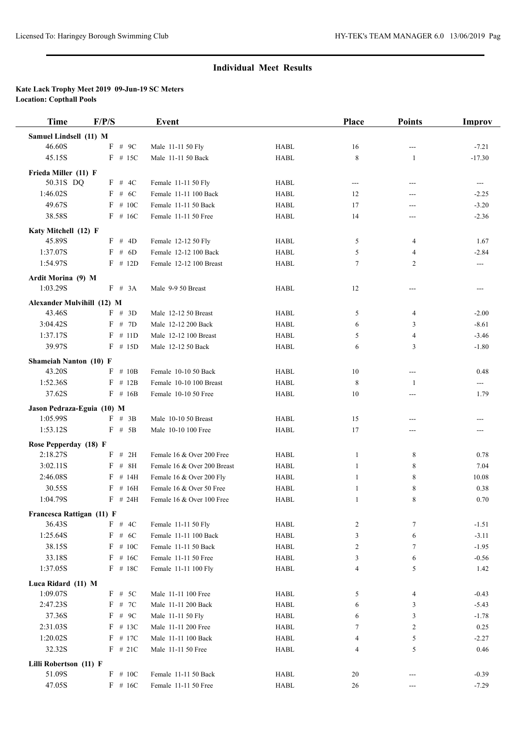## Individual Meet Results

**Kate Lack Trophy Meet 2019 09-Jun-19 SC Meters**
**Location: Copthall Pools**

| Time | F/P/S | Event | | Place | Points | Improv |
|---|---|---|---|---|---|---|
| **Samuel Lindsell (11) M** | | | | | | |
| 46.60S | F # 9C | Male 11-11 50 Fly | HABL | 16 | --- | -7.21 |
| 45.15S | F # 15C | Male 11-11 50 Back | HABL | 8 | 1 | -17.30 |
| **Frieda Miller (11) F** | | | | | | |
| 50.31S DQ | F # 4C | Female 11-11 50 Fly | HABL | --- | --- | --- |
| 1:46.02S | F # 6C | Female 11-11 100 Back | HABL | 12 | --- | -2.25 |
| 49.67S | F # 10C | Female 11-11 50 Back | HABL | 17 | --- | -3.20 |
| 38.58S | F # 16C | Female 11-11 50 Free | HABL | 14 | --- | -2.36 |
| **Katy Mitchell (12) F** | | | | | | |
| 45.89S | F # 4D | Female 12-12 50 Fly | HABL | 5 | 4 | 1.67 |
| 1:37.07S | F # 6D | Female 12-12 100 Back | HABL | 5 | 4 | -2.84 |
| 1:54.97S | F # 12D | Female 12-12 100 Breast | HABL | 7 | 2 | --- |
| **Ardit Morina (9) M** | | | | | | |
| 1:03.29S | F # 3A | Male 9-9 50 Breast | HABL | 12 | --- | --- |
| **Alexander Mulvihill (12) M** | | | | | | |
| 43.46S | F # 3D | Male 12-12 50 Breast | HABL | 5 | 4 | -2.00 |
| 3:04.42S | F # 7D | Male 12-12 200 Back | HABL | 6 | 3 | -8.61 |
| 1:37.17S | F # 11D | Male 12-12 100 Breast | HABL | 5 | 4 | -3.46 |
| 39.97S | F # 15D | Male 12-12 50 Back | HABL | 6 | 3 | -1.80 |
| **Shameiah Nanton (10) F** | | | | | | |
| 43.20S | F # 10B | Female 10-10 50 Back | HABL | 10 | --- | 0.48 |
| 1:52.36S | F # 12B | Female 10-10 100 Breast | HABL | 8 | 1 | --- |
| 37.62S | F # 16B | Female 10-10 50 Free | HABL | 10 | --- | 1.79 |
| **Jason Pedraza-Eguia (10) M** | | | | | | |
| 1:05.99S | F # 3B | Male 10-10 50 Breast | HABL | 15 | --- | --- |
| 1:53.12S | F # 5B | Male 10-10 100 Free | HABL | 17 | --- | --- |
| **Rose Pepperday (18) F** | | | | | | |
| 2:18.27S | F # 2H | Female 16 & Over 200 Free | HABL | 1 | 8 | 0.78 |
| 3:02.11S | F # 8H | Female 16 & Over 200 Breast | HABL | 1 | 8 | 7.04 |
| 2:46.08S | F # 14H | Female 16 & Over 200 Fly | HABL | 1 | 8 | 10.08 |
| 30.55S | F # 16H | Female 16 & Over 50 Free | HABL | 1 | 8 | 0.38 |
| 1:04.79S | F # 24H | Female 16 & Over 100 Free | HABL | 1 | 8 | 0.70 |
| **Francesca Rattigan (11) F** | | | | | | |
| 36.43S | F # 4C | Female 11-11 50 Fly | HABL | 2 | 7 | -1.51 |
| 1:25.64S | F # 6C | Female 11-11 100 Back | HABL | 3 | 6 | -3.11 |
| 38.15S | F # 10C | Female 11-11 50 Back | HABL | 2 | 7 | -1.95 |
| 33.18S | F # 16C | Female 11-11 50 Free | HABL | 3 | 6 | -0.56 |
| 1:37.05S | F # 18C | Female 11-11 100 Fly | HABL | 4 | 5 | 1.42 |
| **Luca Ridard (11) M** | | | | | | |
| 1:09.07S | F # 5C | Male 11-11 100 Free | HABL | 5 | 4 | -0.43 |
| 2:47.23S | F # 7C | Male 11-11 200 Back | HABL | 6 | 3 | -5.43 |
| 37.36S | F # 9C | Male 11-11 50 Fly | HABL | 6 | 3 | -1.78 |
| 2:31.03S | F # 13C | Male 11-11 200 Free | HABL | 7 | 2 | 0.25 |
| 1:20.02S | F # 17C | Male 11-11 100 Back | HABL | 4 | 5 | -2.27 |
| 32.32S | F # 21C | Male 11-11 50 Free | HABL | 4 | 5 | 0.46 |
| **Lilli Robertson (11) F** | | | | | | |
| 51.09S | F # 10C | Female 11-11 50 Back | HABL | 20 | --- | -0.39 |
| 47.05S | F # 16C | Female 11-11 50 Free | HABL | 26 | --- | -7.29 |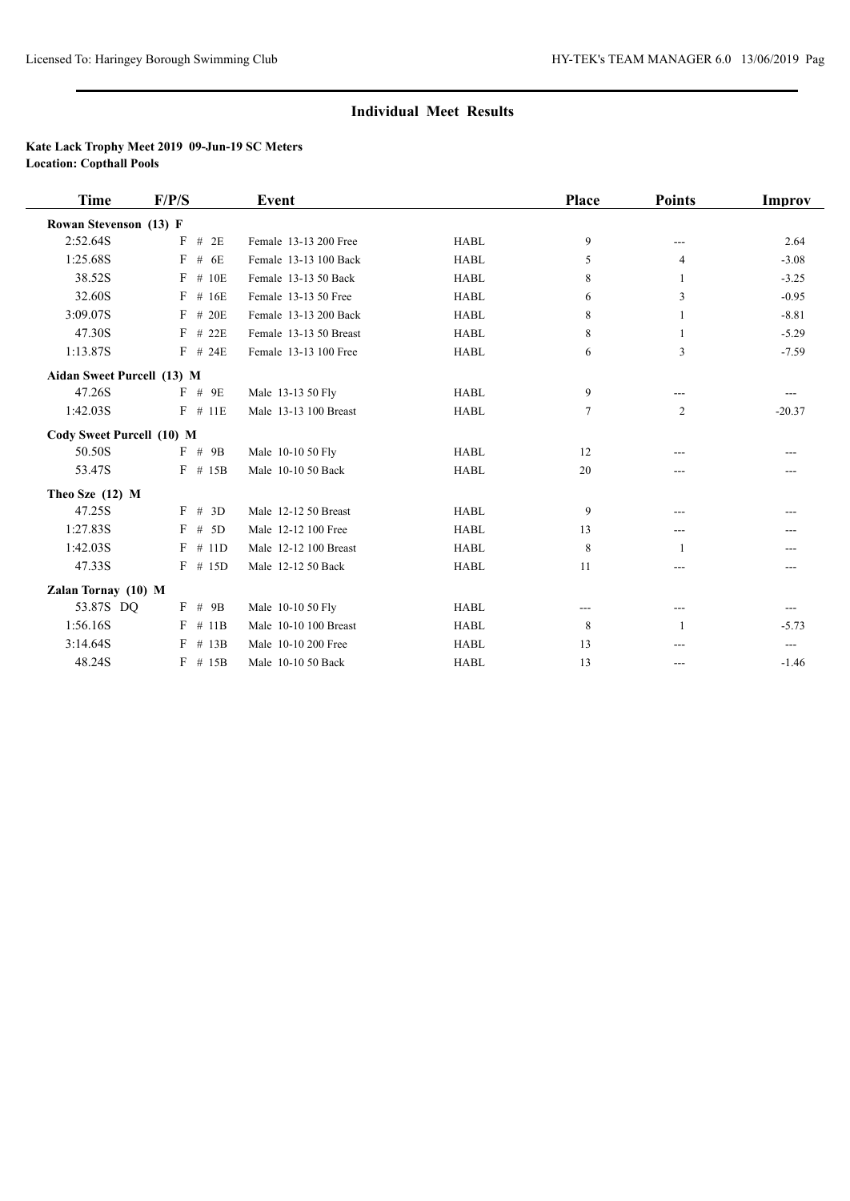## Individual Meet Results

**Kate Lack Trophy Meet 2019 09-Jun-19 SC Meters**
**Location: Copthall Pools**

| Time | F/P/S | Event | | Place | Points | Improv |
|---|---|---|---|---|---|---|
| **Rowan Stevenson (13) F** | | | | | | |
| 2:52.64S | F # 2E | Female 13-13 200 Free | HABL | 9 | --- | 2.64 |
| 1:25.68S | F # 6E | Female 13-13 100 Back | HABL | 5 | 4 | -3.08 |
| 38.52S | F # 10E | Female 13-13 50 Back | HABL | 8 | 1 | -3.25 |
| 32.60S | F # 16E | Female 13-13 50 Free | HABL | 6 | 3 | -0.95 |
| 3:09.07S | F # 20E | Female 13-13 200 Back | HABL | 8 | 1 | -8.81 |
| 47.30S | F # 22E | Female 13-13 50 Breast | HABL | 8 | 1 | -5.29 |
| 1:13.87S | F # 24E | Female 13-13 100 Free | HABL | 6 | 3 | -7.59 |
| **Aidan Sweet Purcell (13) M** | | | | | | |
| 47.26S | F # 9E | Male 13-13 50 Fly | HABL | 9 | --- | --- |
| 1:42.03S | F # 11E | Male 13-13 100 Breast | HABL | 7 | 2 | -20.37 |
| **Cody Sweet Purcell (10) M** | | | | | | |
| 50.50S | F # 9B | Male 10-10 50 Fly | HABL | 12 | --- | --- |
| 53.47S | F # 15B | Male 10-10 50 Back | HABL | 20 | --- | --- |
| **Theo Sze (12) M** | | | | | | |
| 47.25S | F # 3D | Male 12-12 50 Breast | HABL | 9 | --- | --- |
| 1:27.83S | F # 5D | Male 12-12 100 Free | HABL | 13 | --- | --- |
| 1:42.03S | F # 11D | Male 12-12 100 Breast | HABL | 8 | 1 | --- |
| 47.33S | F # 15D | Male 12-12 50 Back | HABL | 11 | --- | --- |
| **Zalan Tornay (10) M** | | | | | | |
| 53.87S DQ | F # 9B | Male 10-10 50 Fly | HABL | --- | --- | --- |
| 1:56.16S | F # 11B | Male 10-10 100 Breast | HABL | 8 | 1 | -5.73 |
| 3:14.64S | F # 13B | Male 10-10 200 Free | HABL | 13 | --- | --- |
| 48.24S | F # 15B | Male 10-10 50 Back | HABL | 13 | --- | -1.46 |